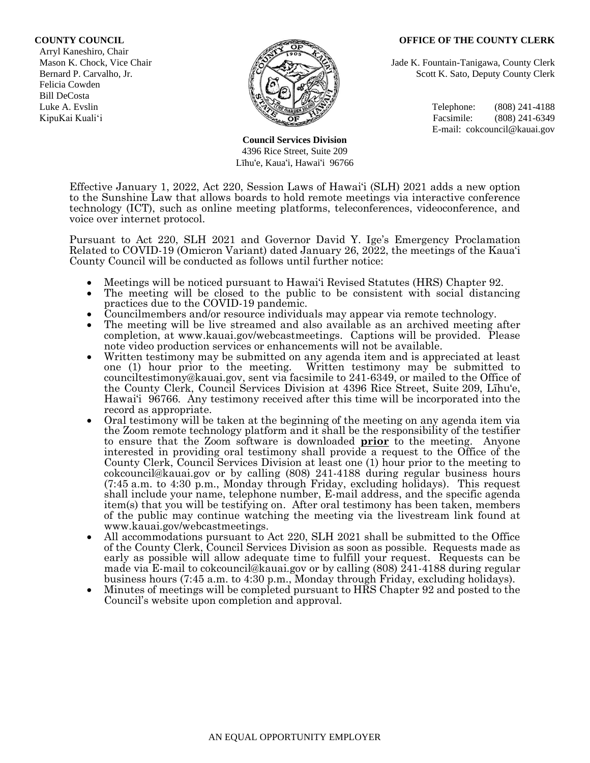**COUNTY COUNCIL**
Arryl Kaneshiro, Chair
Mason K. Chock, Vice Chair
Bernard P. Carvalho, Jr.
Felicia Cowden
Bill DeCosta
Luke A. Evslin
KipuKai Kuali'i

**OFFICE OF THE COUNTY CLERK**
Jade K. Fountain-Tanigawa, County Clerk
Scott K. Sato, Deputy County Clerk

Telephone: (808) 241-4188
Facsimile: (808) 241-6349
E-mail: cokcouncil@kauai.gov

**Council Services Division**
4396 Rice Street, Suite 209
Līhu'e, Kaua'i, Hawai'i 96766

Effective January 1, 2022, Act 220, Session Laws of Hawai'i (SLH) 2021 adds a new option to the Sunshine Law that allows boards to hold remote meetings via interactive conference technology (ICT), such as online meeting platforms, teleconferences, videoconference, and voice over internet protocol.

Pursuant to Act 220, SLH 2021 and Governor David Y. Ige's Emergency Proclamation Related to COVID-19 (Omicron Variant) dated January 26, 2022, the meetings of the Kaua'i County Council will be conducted as follows until further notice:

- Meetings will be noticed pursuant to Hawai'i Revised Statutes (HRS) Chapter 92.
- The meeting will be closed to the public to be consistent with social distancing practices due to the COVID-19 pandemic.
- Councilmembers and/or resource individuals may appear via remote technology.
- The meeting will be live streamed and also available as an archived meeting after completion, at www.kauai.gov/webcastmeetings. Captions will be provided. Please note video production services or enhancements will not be available.
- Written testimony may be submitted on any agenda item and is appreciated at least one (1) hour prior to the meeting. Written testimony may be submitted to counciltestimony@kauai.gov, sent via facsimile to 241-6349, or mailed to the Office of the County Clerk, Council Services Division at 4396 Rice Street, Suite 209, Līhu'e, Hawai'i 96766. Any testimony received after this time will be incorporated into the record as appropriate.
- Oral testimony will be taken at the beginning of the meeting on any agenda item via the Zoom remote technology platform and it shall be the responsibility of the testifier to ensure that the Zoom software is downloaded **prior** to the meeting. Anyone interested in providing oral testimony shall provide a request to the Office of the County Clerk, Council Services Division at least one (1) hour prior to the meeting to cokcouncil@kauai.gov or by calling (808) 241-4188 during regular business hours (7:45 a.m. to 4:30 p.m., Monday through Friday, excluding holidays). This request shall include your name, telephone number, E-mail address, and the specific agenda item(s) that you will be testifying on. After oral testimony has been taken, members of the public may continue watching the meeting via the livestream link found at www.kauai.gov/webcastmeetings.
- All accommodations pursuant to Act 220, SLH 2021 shall be submitted to the Office of the County Clerk, Council Services Division as soon as possible. Requests made as early as possible will allow adequate time to fulfill your request. Requests can be made via E-mail to cokcouncil@kauai.gov or by calling (808) 241-4188 during regular business hours (7:45 a.m. to 4:30 p.m., Monday through Friday, excluding holidays).
- Minutes of meetings will be completed pursuant to HRS Chapter 92 and posted to the Council's website upon completion and approval.

AN EQUAL OPPORTUNITY EMPLOYER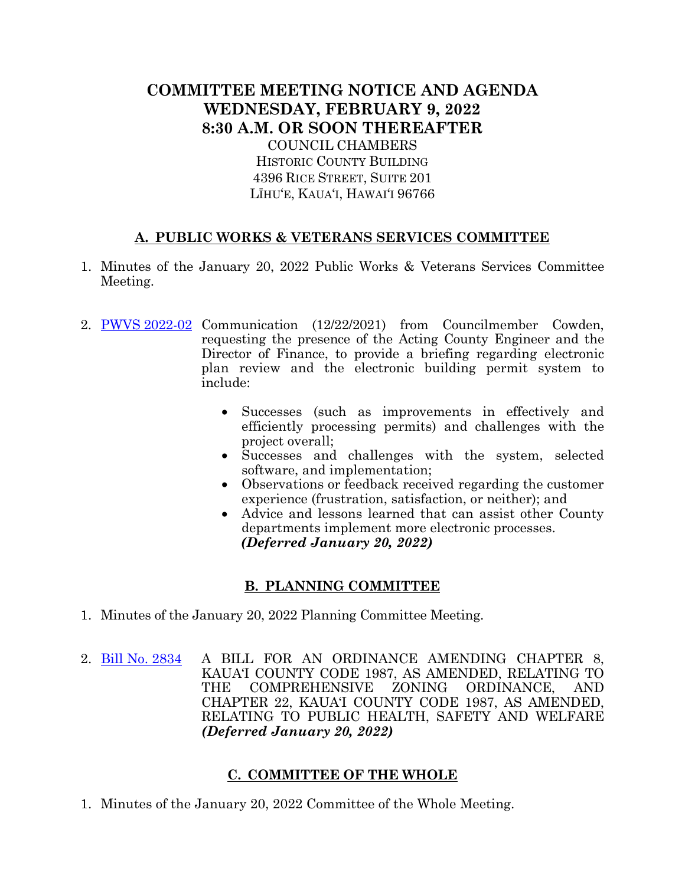# COMMITTEE MEETING NOTICE AND AGENDA
# WEDNESDAY, FEBRUARY 9, 2022
# 8:30 A.M. OR SOON THEREAFTER

COUNCIL CHAMBERS
HISTORIC COUNTY BUILDING
4396 RICE STREET, SUITE 201
LĪHUʻE, KAUAʻI, HAWAIʻI 96766

## A. PUBLIC WORKS & VETERANS SERVICES COMMITTEE

1. Minutes of the January 20, 2022 Public Works & Veterans Services Committee Meeting.

2. PWVS 2022-02 Communication (12/22/2021) from Councilmember Cowden, requesting the presence of the Acting County Engineer and the Director of Finance, to provide a briefing regarding electronic plan review and the electronic building permit system to include:

   - Successes (such as improvements in effectively and efficiently processing permits) and challenges with the project overall;
   - Successes and challenges with the system, selected software, and implementation;
   - Observations or feedback received regarding the customer experience (frustration, satisfaction, or neither); and
   - Advice and lessons learned that can assist other County departments implement more electronic processes. ***(Deferred January 20, 2022)***

## B. PLANNING COMMITTEE

1. Minutes of the January 20, 2022 Planning Committee Meeting.

2. Bill No. 2834 A BILL FOR AN ORDINANCE AMENDING CHAPTER 8, KAUAʻI COUNTY CODE 1987, AS AMENDED, RELATING TO THE COMPREHENSIVE ZONING ORDINANCE, AND CHAPTER 22, KAUAʻI COUNTY CODE 1987, AS AMENDED, RELATING TO PUBLIC HEALTH, SAFETY AND WELFARE ***(Deferred January 20, 2022)***

## C. COMMITTEE OF THE WHOLE

1. Minutes of the January 20, 2022 Committee of the Whole Meeting.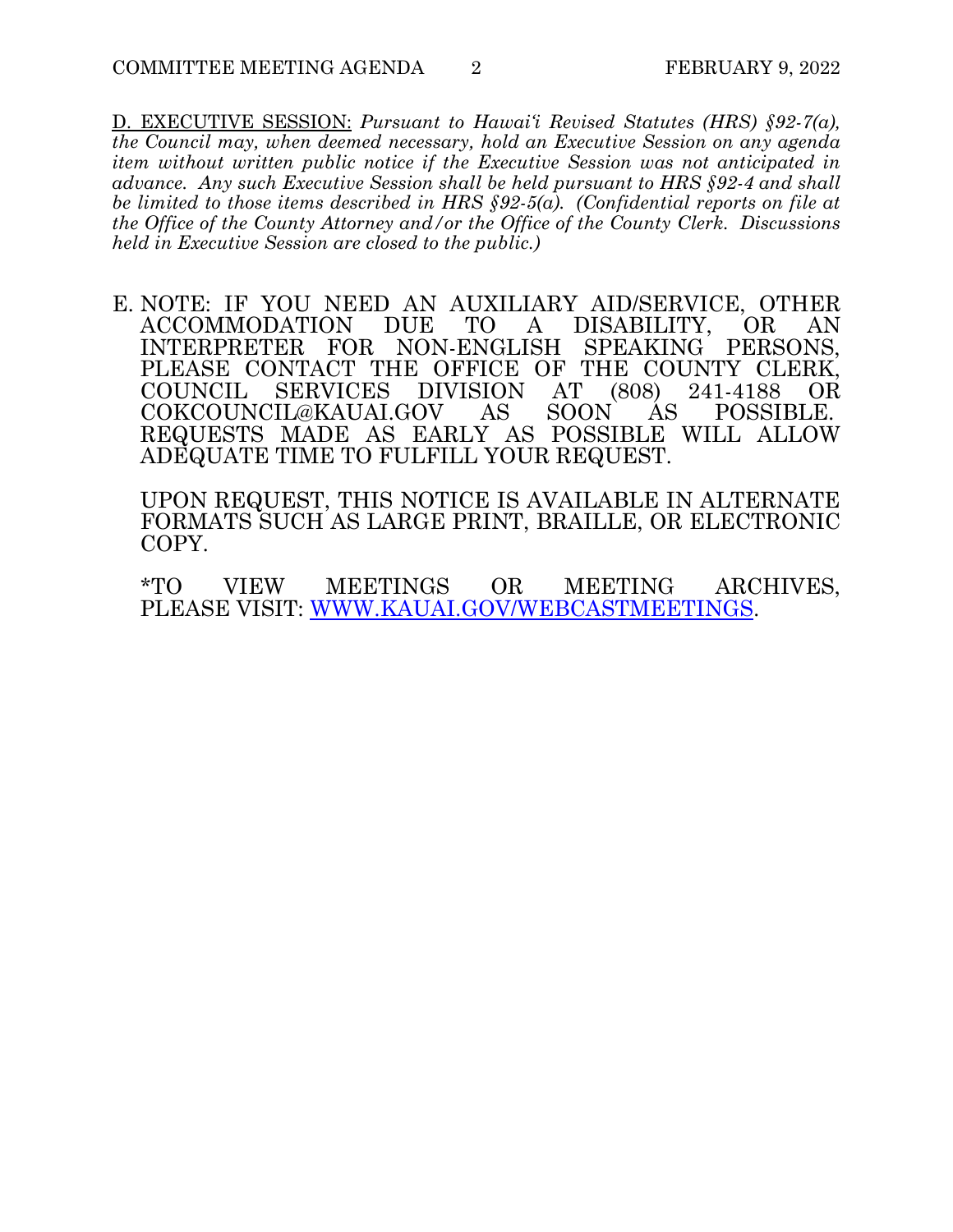D. EXECUTIVE SESSION: *Pursuant to Hawai'i Revised Statutes (HRS) §92-7(a), the Council may, when deemed necessary, hold an Executive Session on any agenda item without written public notice if the Executive Session was not anticipated in advance. Any such Executive Session shall be held pursuant to HRS §92-4 and shall be limited to those items described in HRS §92-5(a). (Confidential reports on file at the Office of the County Attorney and/or the Office of the County Clerk. Discussions held in Executive Session are closed to the public.)*

E. NOTE: IF YOU NEED AN AUXILIARY AID/SERVICE, OTHER ACCOMMODATION DUE TO A DISABILITY, OR AN INTERPRETER FOR NON-ENGLISH SPEAKING PERSONS, PLEASE CONTACT THE OFFICE OF THE COUNTY CLERK, COUNCIL SERVICES DIVISION AT (808) 241-4188 OR COKCOUNCIL@KAUAI.GOV AS SOON AS POSSIBLE. REQUESTS MADE AS EARLY AS POSSIBLE WILL ALLOW ADEQUATE TIME TO FULFILL YOUR REQUEST.

UPON REQUEST, THIS NOTICE IS AVAILABLE IN ALTERNATE FORMATS SUCH AS LARGE PRINT, BRAILLE, OR ELECTRONIC COPY.

*TO VIEW MEETINGS OR MEETING ARCHIVES, PLEASE VISIT: WWW.KAUAI.GOV/WEBCASTMEETINGS.